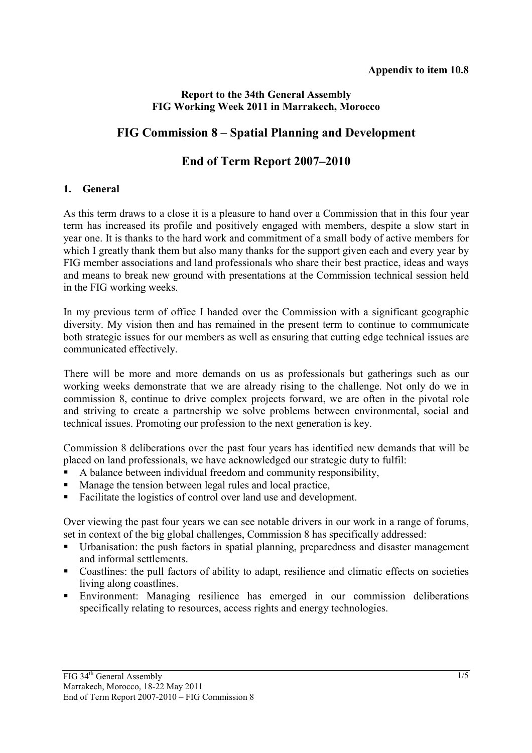**Appendix to item 10.8**

**Report to the 34th General Assembly**
**FIG Working Week 2011 in Marrakech, Morocco**

# FIG Commission 8 – Spatial Planning and Development

# End of Term Report 2007–2010

## 1. General

As this term draws to a close it is a pleasure to hand over a Commission that in this four year term has increased its profile and positively engaged with members, despite a slow start in year one. It is thanks to the hard work and commitment of a small body of active members for which I greatly thank them but also many thanks for the support given each and every year by FIG member associations and land professionals who share their best practice, ideas and ways and means to break new ground with presentations at the Commission technical session held in the FIG working weeks.

In my previous term of office I handed over the Commission with a significant geographic diversity. My vision then and has remained in the present term to continue to communicate both strategic issues for our members as well as ensuring that cutting edge technical issues are communicated effectively.

There will be more and more demands on us as professionals but gatherings such as our working weeks demonstrate that we are already rising to the challenge. Not only do we in commission 8, continue to drive complex projects forward, we are often in the pivotal role and striving to create a partnership we solve problems between environmental, social and technical issues. Promoting our profession to the next generation is key.

Commission 8 deliberations over the past four years has identified new demands that will be placed on land professionals, we have acknowledged our strategic duty to fulfil:

- A balance between individual freedom and community responsibility,
- Manage the tension between legal rules and local practice,
- Facilitate the logistics of control over land use and development.

Over viewing the past four years we can see notable drivers in our work in a range of forums, set in context of the big global challenges, Commission 8 has specifically addressed:

- Urbanisation: the push factors in spatial planning, preparedness and disaster management and informal settlements.
- Coastlines: the pull factors of ability to adapt, resilience and climatic effects on societies living along coastlines.
- Environment: Managing resilience has emerged in our commission deliberations specifically relating to resources, access rights and energy technologies.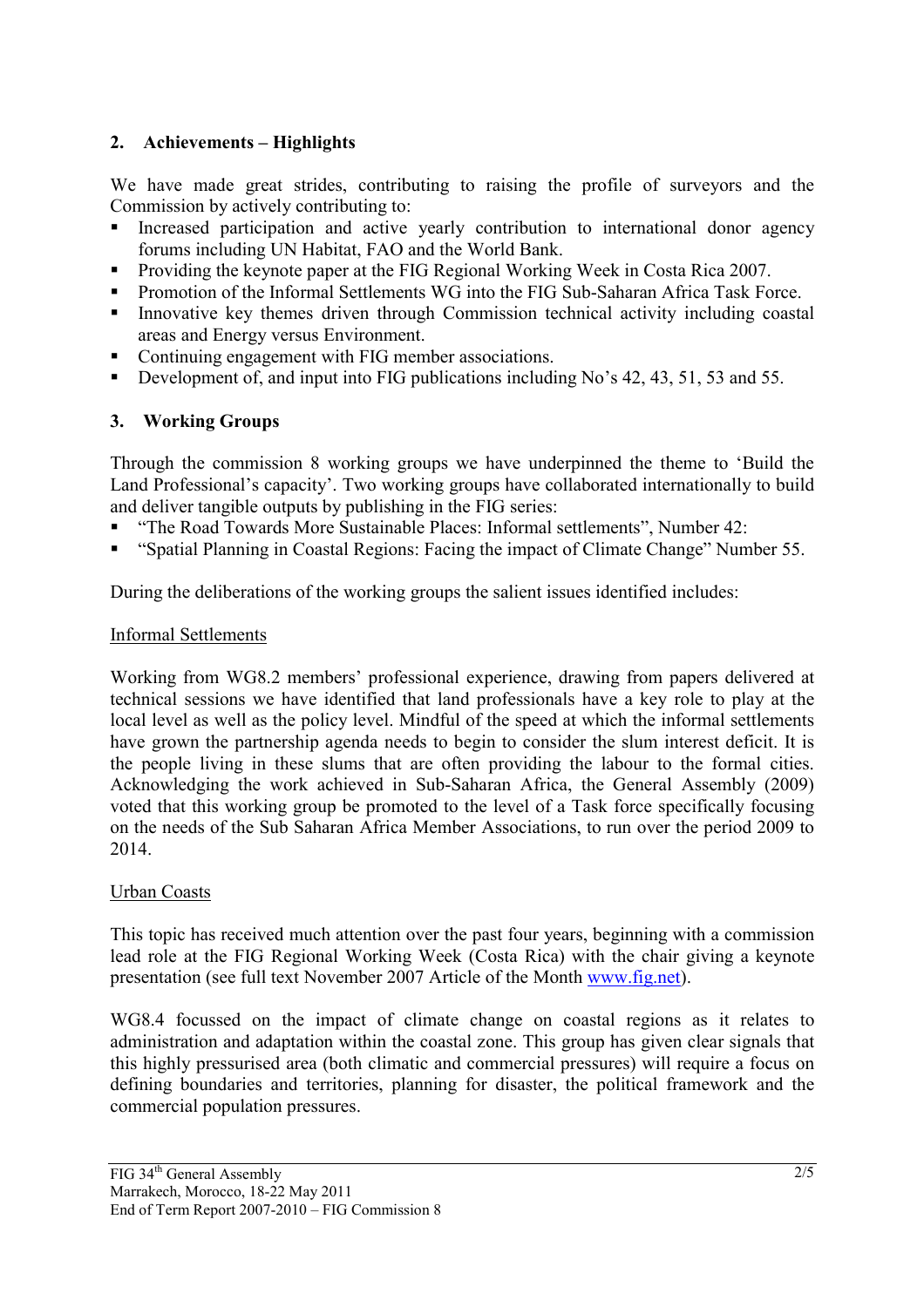## 2. Achievements – Highlights

We have made great strides, contributing to raising the profile of surveyors and the Commission by actively contributing to:

- Increased participation and active yearly contribution to international donor agency forums including UN Habitat, FAO and the World Bank.
- Providing the keynote paper at the FIG Regional Working Week in Costa Rica 2007.
- Promotion of the Informal Settlements WG into the FIG Sub-Saharan Africa Task Force.
- Innovative key themes driven through Commission technical activity including coastal areas and Energy versus Environment.
- Continuing engagement with FIG member associations.
- Development of, and input into FIG publications including No's 42, 43, 51, 53 and 55.

## 3. Working Groups

Through the commission 8 working groups we have underpinned the theme to 'Build the Land Professional's capacity'. Two working groups have collaborated internationally to build and deliver tangible outputs by publishing in the FIG series:

- "The Road Towards More Sustainable Places: Informal settlements", Number 42:
- "Spatial Planning in Coastal Regions: Facing the impact of Climate Change" Number 55.

During the deliberations of the working groups the salient issues identified includes:

### Informal Settlements

Working from WG8.2 members' professional experience, drawing from papers delivered at technical sessions we have identified that land professionals have a key role to play at the local level as well as the policy level. Mindful of the speed at which the informal settlements have grown the partnership agenda needs to begin to consider the slum interest deficit. It is the people living in these slums that are often providing the labour to the formal cities. Acknowledging the work achieved in Sub-Saharan Africa, the General Assembly (2009) voted that this working group be promoted to the level of a Task force specifically focusing on the needs of the Sub Saharan Africa Member Associations, to run over the period 2009 to 2014.

### Urban Coasts

This topic has received much attention over the past four years, beginning with a commission lead role at the FIG Regional Working Week (Costa Rica) with the chair giving a keynote presentation (see full text November 2007 Article of the Month www.fig.net).

WG8.4 focussed on the impact of climate change on coastal regions as it relates to administration and adaptation within the coastal zone. This group has given clear signals that this highly pressurised area (both climatic and commercial pressures) will require a focus on defining boundaries and territories, planning for disaster, the political framework and the commercial population pressures.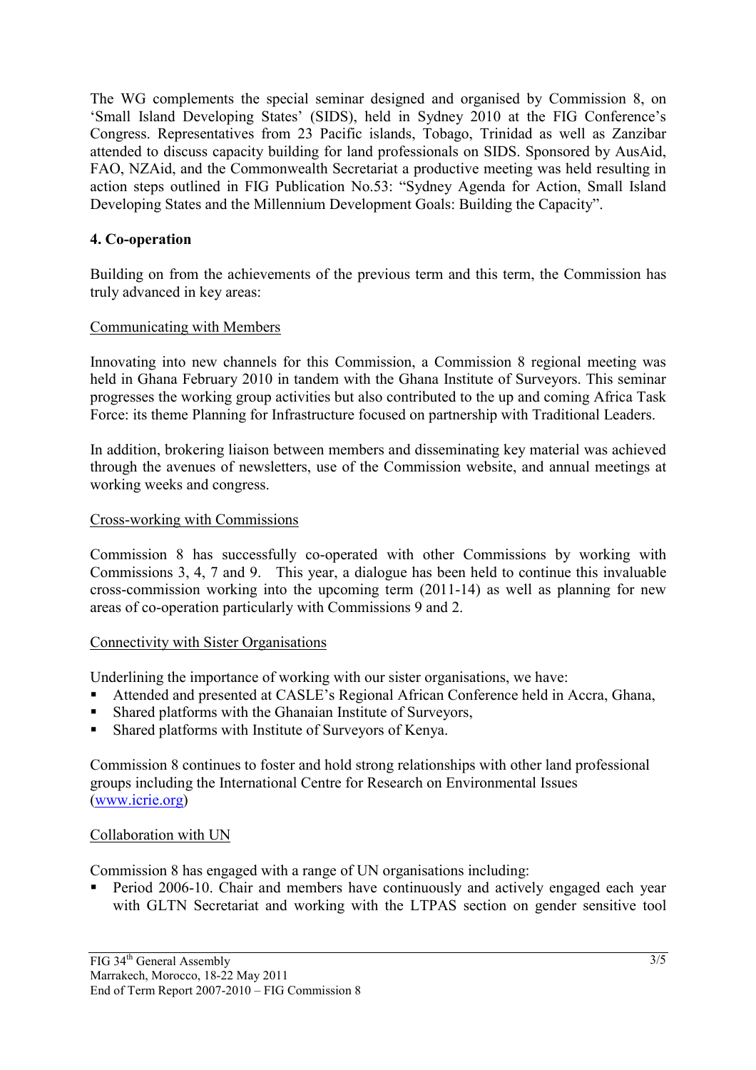The WG complements the special seminar designed and organised by Commission 8, on 'Small Island Developing States' (SIDS), held in Sydney 2010 at the FIG Conference's Congress. Representatives from 23 Pacific islands, Tobago, Trinidad as well as Zanzibar attended to discuss capacity building for land professionals on SIDS. Sponsored by AusAid, FAO, NZAid, and the Commonwealth Secretariat a productive meeting was held resulting in action steps outlined in FIG Publication No.53: "Sydney Agenda for Action, Small Island Developing States and the Millennium Development Goals: Building the Capacity".

## 4. Co-operation

Building on from the achievements of the previous term and this term, the Commission has truly advanced in key areas:

### Communicating with Members

Innovating into new channels for this Commission, a Commission 8 regional meeting was held in Ghana February 2010 in tandem with the Ghana Institute of Surveyors. This seminar progresses the working group activities but also contributed to the up and coming Africa Task Force: its theme Planning for Infrastructure focused on partnership with Traditional Leaders.

In addition, brokering liaison between members and disseminating key material was achieved through the avenues of newsletters, use of the Commission website, and annual meetings at working weeks and congress.

### Cross-working with Commissions

Commission 8 has successfully co-operated with other Commissions by working with Commissions 3, 4, 7 and 9. This year, a dialogue has been held to continue this invaluable cross-commission working into the upcoming term (2011-14) as well as planning for new areas of co-operation particularly with Commissions 9 and 2.

### Connectivity with Sister Organisations

Underlining the importance of working with our sister organisations, we have:

- Attended and presented at CASLE's Regional African Conference held in Accra, Ghana,
- Shared platforms with the Ghanaian Institute of Surveyors,
- Shared platforms with Institute of Surveyors of Kenya.

Commission 8 continues to foster and hold strong relationships with other land professional groups including the International Centre for Research on Environmental Issues (www.icrie.org)

### Collaboration with UN

Commission 8 has engaged with a range of UN organisations including:

- Period 2006-10. Chair and members have continuously and actively engaged each year with GLTN Secretariat and working with the LTPAS section on gender sensitive tool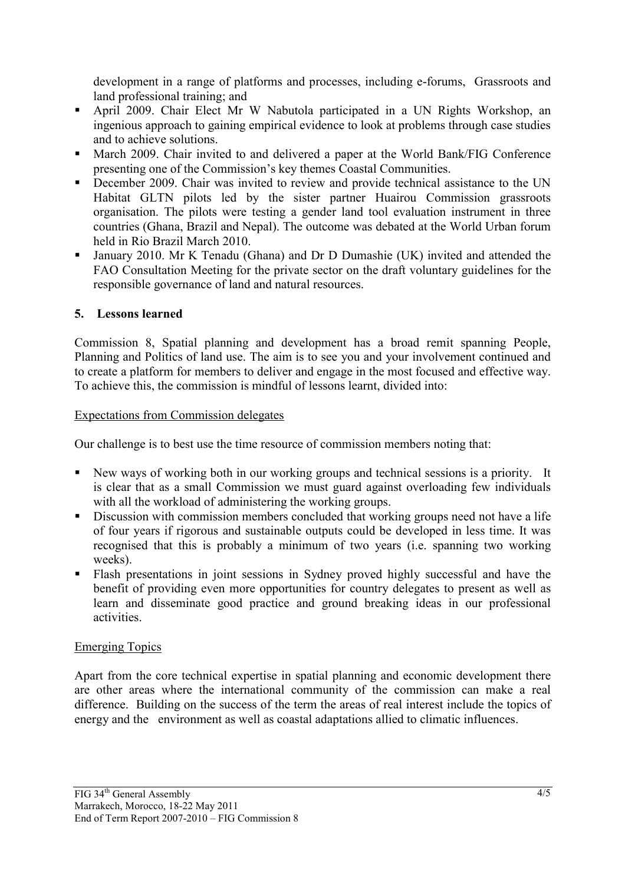development in a range of platforms and processes, including e-forums, Grassroots and land professional training; and

- April 2009. Chair Elect Mr W Nabutola participated in a UN Rights Workshop, an ingenious approach to gaining empirical evidence to look at problems through case studies and to achieve solutions.
- March 2009. Chair invited to and delivered a paper at the World Bank/FIG Conference presenting one of the Commission's key themes Coastal Communities.
- December 2009. Chair was invited to review and provide technical assistance to the UN Habitat GLTN pilots led by the sister partner Huairou Commission grassroots organisation. The pilots were testing a gender land tool evaluation instrument in three countries (Ghana, Brazil and Nepal). The outcome was debated at the World Urban forum held in Rio Brazil March 2010.
- January 2010. Mr K Tenadu (Ghana) and Dr D Dumashie (UK) invited and attended the FAO Consultation Meeting for the private sector on the draft voluntary guidelines for the responsible governance of land and natural resources.

## 5. Lessons learned

Commission 8, Spatial planning and development has a broad remit spanning People, Planning and Politics of land use. The aim is to see you and your involvement continued and to create a platform for members to deliver and engage in the most focused and effective way. To achieve this, the commission is mindful of lessons learnt, divided into:

Expectations from Commission delegates

Our challenge is to best use the time resource of commission members noting that:

- New ways of working both in our working groups and technical sessions is a priority. It is clear that as a small Commission we must guard against overloading few individuals with all the workload of administering the working groups.
- Discussion with commission members concluded that working groups need not have a life of four years if rigorous and sustainable outputs could be developed in less time. It was recognised that this is probably a minimum of two years (i.e. spanning two working weeks).
- Flash presentations in joint sessions in Sydney proved highly successful and have the benefit of providing even more opportunities for country delegates to present as well as learn and disseminate good practice and ground breaking ideas in our professional activities.

Emerging Topics

Apart from the core technical expertise in spatial planning and economic development there are other areas where the international community of the commission can make a real difference. Building on the success of the term the areas of real interest include the topics of energy and the environment as well as coastal adaptations allied to climatic influences.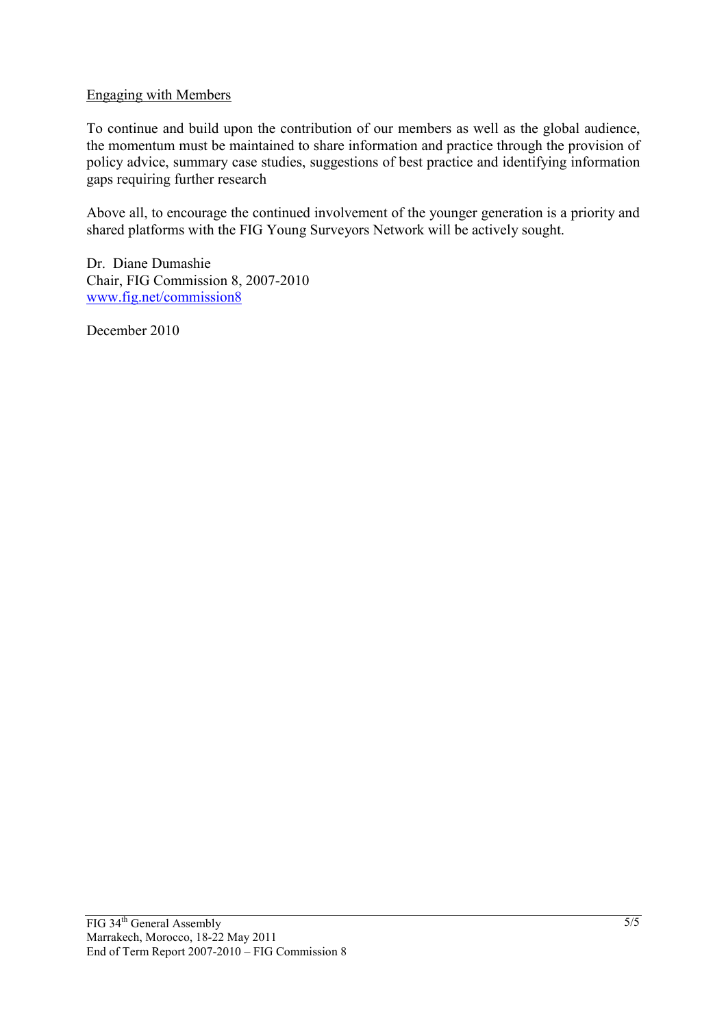Engaging with Members

To continue and build upon the contribution of our members as well as the global audience, the momentum must be maintained to share information and practice through the provision of policy advice, summary case studies, suggestions of best practice and identifying information gaps requiring further research

Above all, to encourage the continued involvement of the younger generation is a priority and shared platforms with the FIG Young Surveyors Network will be actively sought.

Dr. Diane Dumashie  
Chair, FIG Commission 8, 2007-2010  
www.fig.net/commission8

December 2010